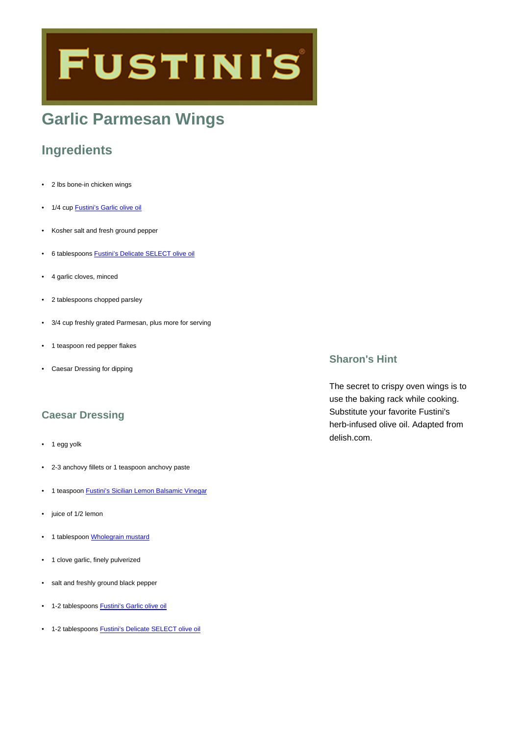FUSTINI'S

# Garlic Parmesan Wings

## Ingredients

- 2 lbs bone-in chicken wings
- 1/4 cup Fustini's Garlic olive oil
- Kosher salt and fresh ground pepper
- 6 tablespoons Fustini's Delicate SELECT olive oil
- 4 garlic cloves, minced
- 2 tablespoons chopped parsley
- 3/4 cup freshly grated Parmesan, plus more for serving
- 1 teaspoon red pepper flakes
- Caesar Dressing for dipping

## Caesar Dressing

- 1 egg yolk
- 2-3 anchovy fillets or 1 teaspoon anchovy paste
- 1 teaspoon Fustini's Sicilian Lemon Balsamic Vinegar
- juice of 1/2 lemon
- 1 tablespoon Wholegrain mustard
- 1 clove garlic, finely pulverized
- salt and freshly ground black pepper
- 1-2 tablespoons Fustini's Garlic olive oil
- 1-2 tablespoons Fustini's Delicate SELECT olive oil

## Sharon's Hint

The secret to crispy oven wings is to use the baking rack while cooking. Substitute your favorite Fustini's herb-infused olive oil. Adapted from delish.com.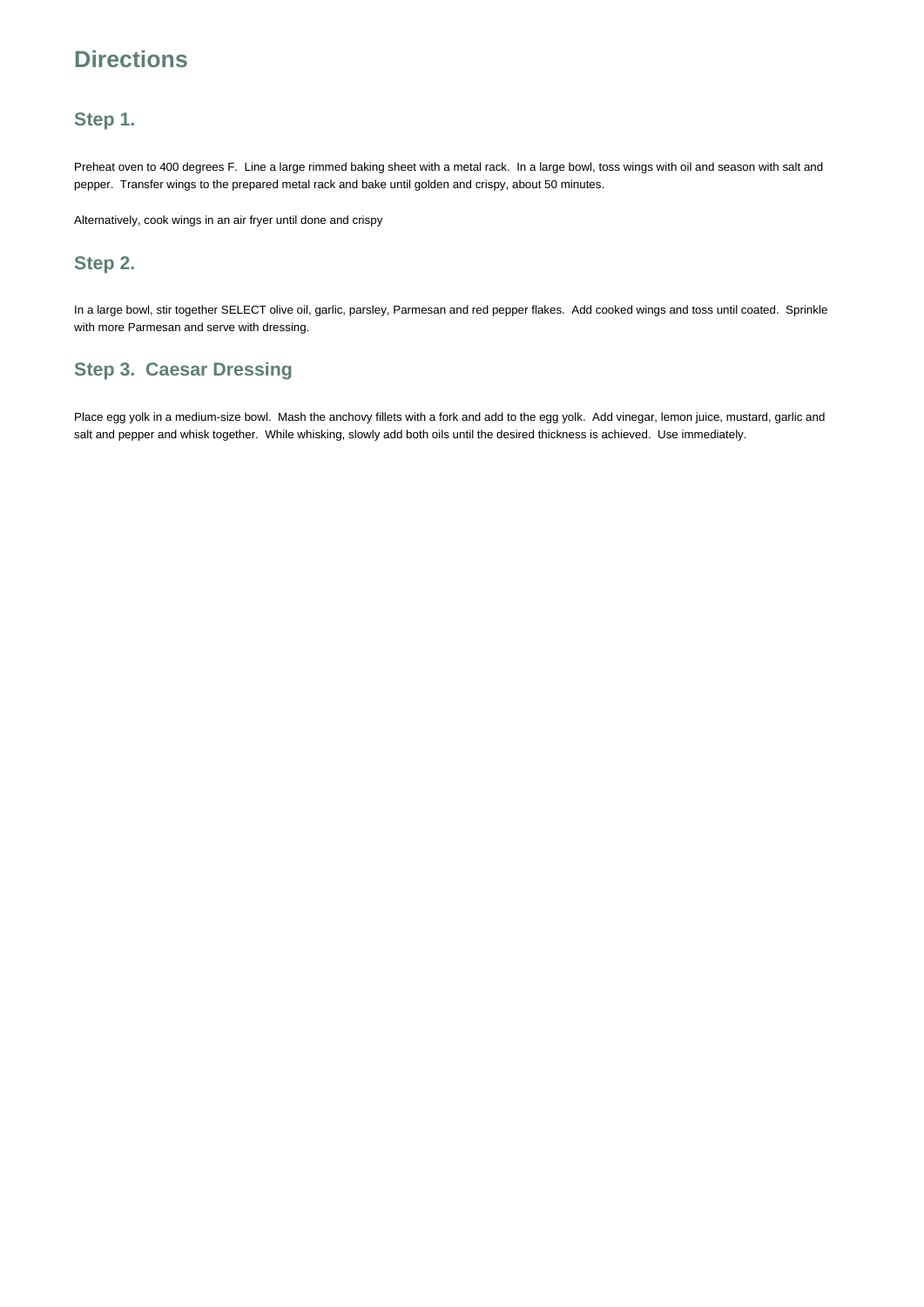# Directions

## Step 1.

Preheat oven to 400 degrees F.  Line a large rimmed baking sheet with a metal rack.  In a large bowl, toss wings with oil and season with salt and pepper.  Transfer wings to the prepared metal rack and bake until golden and crispy, about 50 minutes.

Alternatively, cook wings in an air fryer until done and crispy

## Step 2.

In a large bowl, stir together SELECT olive oil, garlic, parsley, Parmesan and red pepper flakes.  Add cooked wings and toss until coated.  Sprinkle with more Parmesan and serve with dressing.

## Step 3.  Caesar Dressing

Place egg yolk in a medium-size bowl.  Mash the anchovy fillets with a fork and add to the egg yolk.  Add vinegar, lemon juice, mustard, garlic and salt and pepper and whisk together.  While whisking, slowly add both oils until the desired thickness is achieved.  Use immediately.